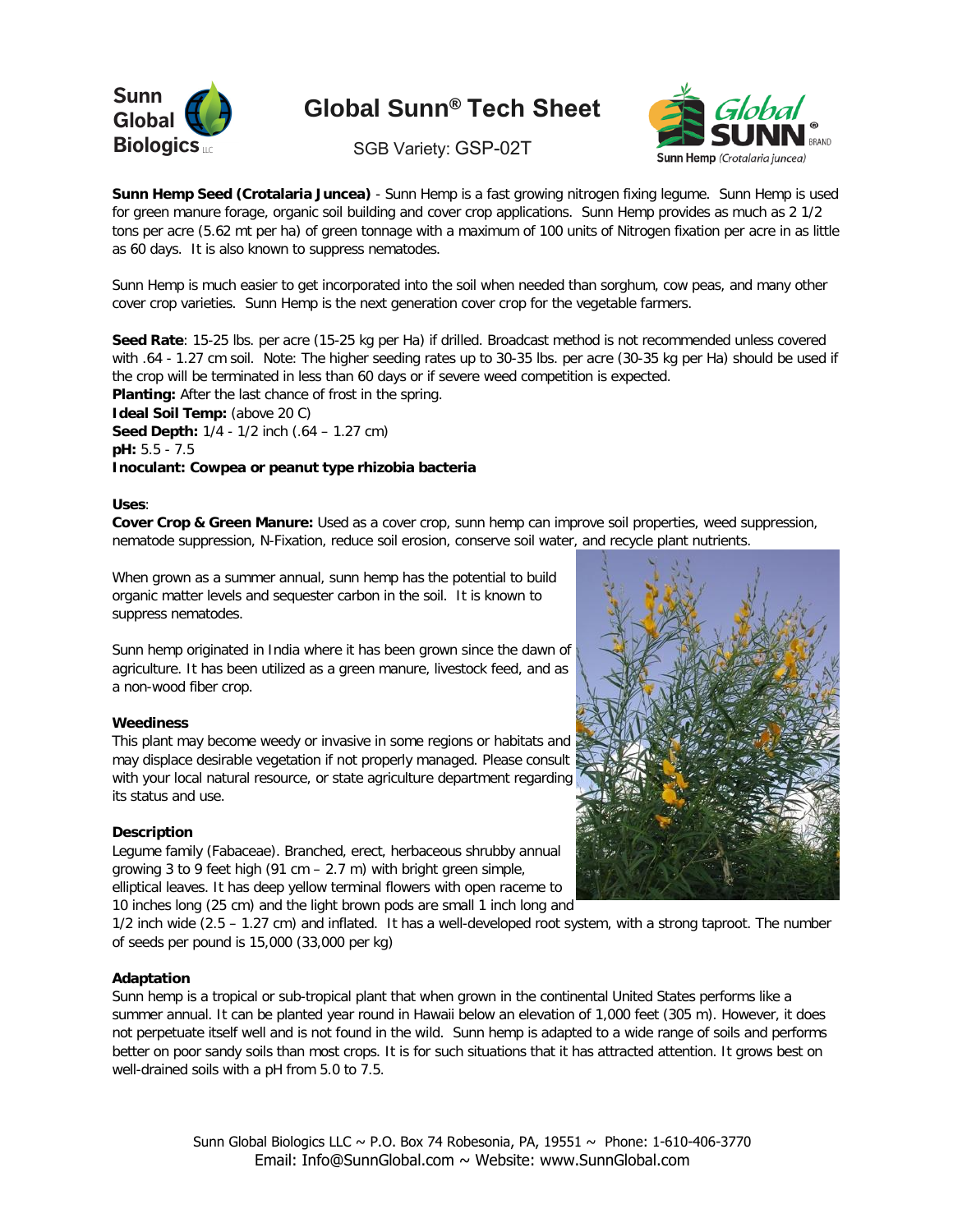# Global Sunn® Tech Sheet

SGB Variety: GSP-02T

**Sunn Hemp Seed (Crotalaria Juncea)** - Sunn Hemp is a fast growing nitrogen fixing legume. Sunn Hemp is used for green manure forage, organic soil building and cover crop applications. Sunn Hemp provides as much as 2 1/2 tons per acre (5.62 mt per ha) of green tonnage with a maximum of 100 units of Nitrogen fixation per acre in as little as 60 days. It is also known to suppress nematodes.

Sunn Hemp is much easier to get incorporated into the soil when needed than sorghum, cow peas, and many other cover crop varieties. Sunn Hemp is the next generation cover crop for the vegetable farmers.

**Seed Rate**: 15-25 lbs. per acre (15-25 kg per Ha) if drilled. Broadcast method is not recommended unless covered with .64 - 1.27 cm soil. Note: The higher seeding rates up to 30-35 lbs. per acre (30-35 kg per Ha) should be used if the crop will be terminated in less than 60 days or if severe weed competition is expected.
**Planting:** After the last chance of frost in the spring.
**Ideal Soil Temp:** (above 20 C)
**Seed Depth:** 1/4 - 1/2 inch (.64 – 1.27 cm)
**pH:** 5.5 - 7.5
**Inoculant: Cowpea or peanut type rhizobia bacteria**

**Uses**:
**Cover Crop & Green Manure:** Used as a cover crop, sunn hemp can improve soil properties, weed suppression, nematode suppression, N-Fixation, reduce soil erosion, conserve soil water, and recycle plant nutrients.

When grown as a summer annual, sunn hemp has the potential to build organic matter levels and sequester carbon in the soil. It is known to suppress nematodes.

Sunn hemp originated in India where it has been grown since the dawn of agriculture. It has been utilized as a green manure, livestock feed, and as a non-wood fiber crop.

**Weediness**
This plant may become weedy or invasive in some regions or habitats and may displace desirable vegetation if not properly managed. Please consult with your local natural resource, or state agriculture department regarding its status and use.

**Description**
Legume family (Fabaceae). Branched, erect, herbaceous shrubby annual growing 3 to 9 feet high (91 cm – 2.7 m) with bright green simple, elliptical leaves. It has deep yellow terminal flowers with open raceme to 10 inches long (25 cm) and the light brown pods are small 1 inch long and 1/2 inch wide (2.5 – 1.27 cm) and inflated. It has a well-developed root system, with a strong taproot. The number of seeds per pound is 15,000 (33,000 per kg)

**Adaptation**
Sunn hemp is a tropical or sub-tropical plant that when grown in the continental United States performs like a summer annual. It can be planted year round in Hawaii below an elevation of 1,000 feet (305 m). However, it does not perpetuate itself well and is not found in the wild. Sunn hemp is adapted to a wide range of soils and performs better on poor sandy soils than most crops. It is for such situations that it has attracted attention. It grows best on well-drained soils with a pH from 5.0 to 7.5.

Sunn Global Biologics LLC ~ P.O. Box 74 Robesonia, PA, 19551 ~ Phone: 1-610-406-3770
Email: Info@SunnGlobal.com ~ Website: www.SunnGlobal.com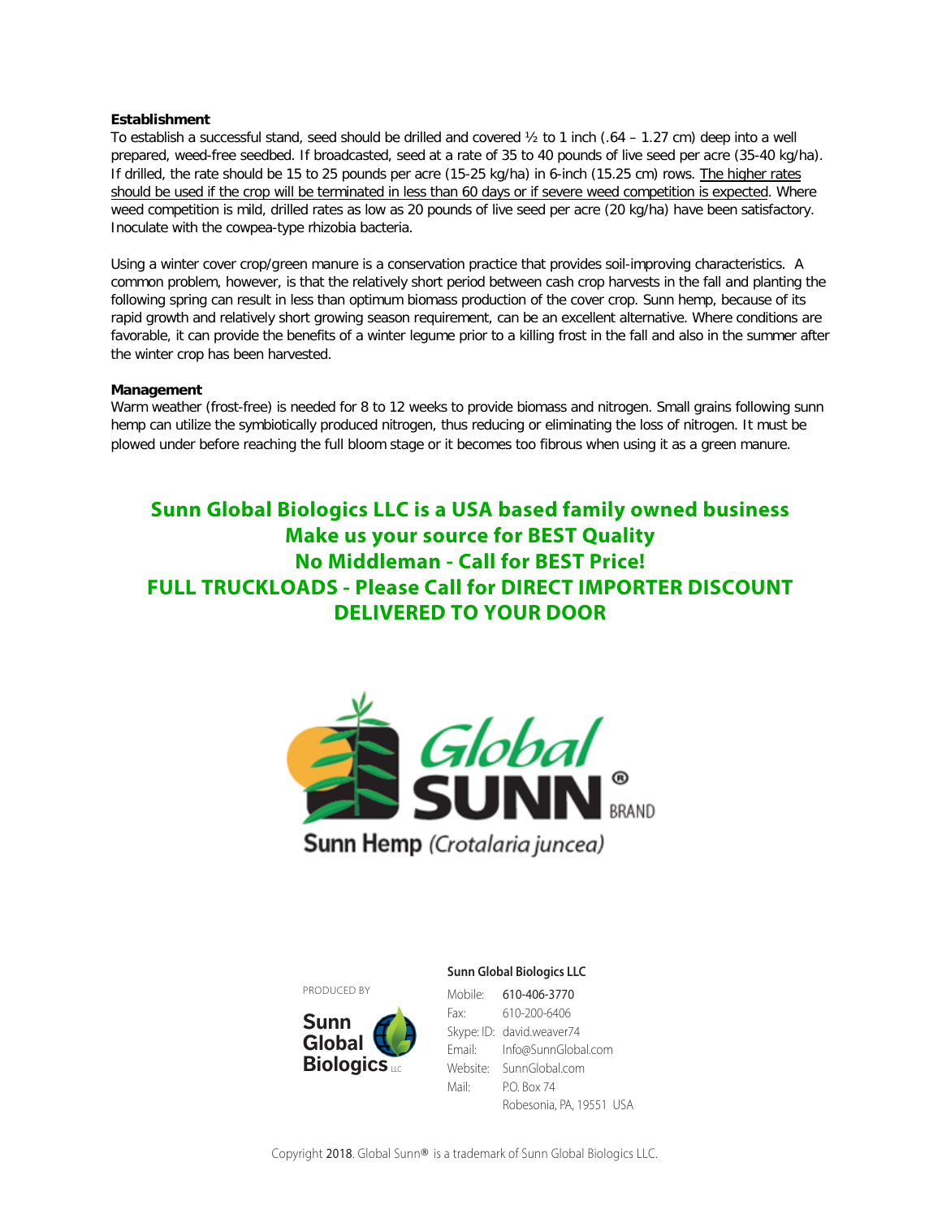**Establishment**

To establish a successful stand, seed should be drilled and covered ½ to 1 inch (.64 – 1.27 cm) deep into a well prepared, weed-free seedbed. If broadcasted, seed at a rate of 35 to 40 pounds of live seed per acre (35-40 kg/ha). If drilled, the rate should be 15 to 25 pounds per acre (15-25 kg/ha) in 6-inch (15.25 cm) rows. The higher rates should be used if the crop will be terminated in less than 60 days or if severe weed competition is expected. Where weed competition is mild, drilled rates as low as 20 pounds of live seed per acre (20 kg/ha) have been satisfactory. Inoculate with the cowpea-type rhizobia bacteria.

Using a winter cover crop/green manure is a conservation practice that provides soil-improving characteristics. A common problem, however, is that the relatively short period between cash crop harvests in the fall and planting the following spring can result in less than optimum biomass production of the cover crop. Sunn hemp, because of its rapid growth and relatively short growing season requirement, can be an excellent alternative. Where conditions are favorable, it can provide the benefits of a winter legume prior to a killing frost in the fall and also in the summer after the winter crop has been harvested.

**Management**

Warm weather (frost-free) is needed for 8 to 12 weeks to provide biomass and nitrogen. Small grains following sunn hemp can utilize the symbiotically produced nitrogen, thus reducing or eliminating the loss of nitrogen. It must be plowed under before reaching the full bloom stage or it becomes too fibrous when using it as a green manure.

**Sunn Global Biologics LLC is a USA based family owned business**
**Make us your source for BEST Quality**
**No Middleman - Call for BEST Price!**
**FULL TRUCKLOADS - Please Call for DIRECT IMPORTER DISCOUNT**
**DELIVERED TO YOUR DOOR**

Global SUNN® BRAND

Sunn Hemp *(Crotalaria juncea)*

PRODUCED BY

Sunn Global Biologics LLC

**Sunn Global Biologics LLC**

Mobile: 610-406-3770
Fax: 610-200-6406
Skype ID: david.weaver74
Email: Info@SunnGlobal.com
Website: SunnGlobal.com
Mail: P.O. Box 74
Robesonia, PA, 19551 USA

Copyright 2018. Global Sunn® is a trademark of Sunn Global Biologics LLC.